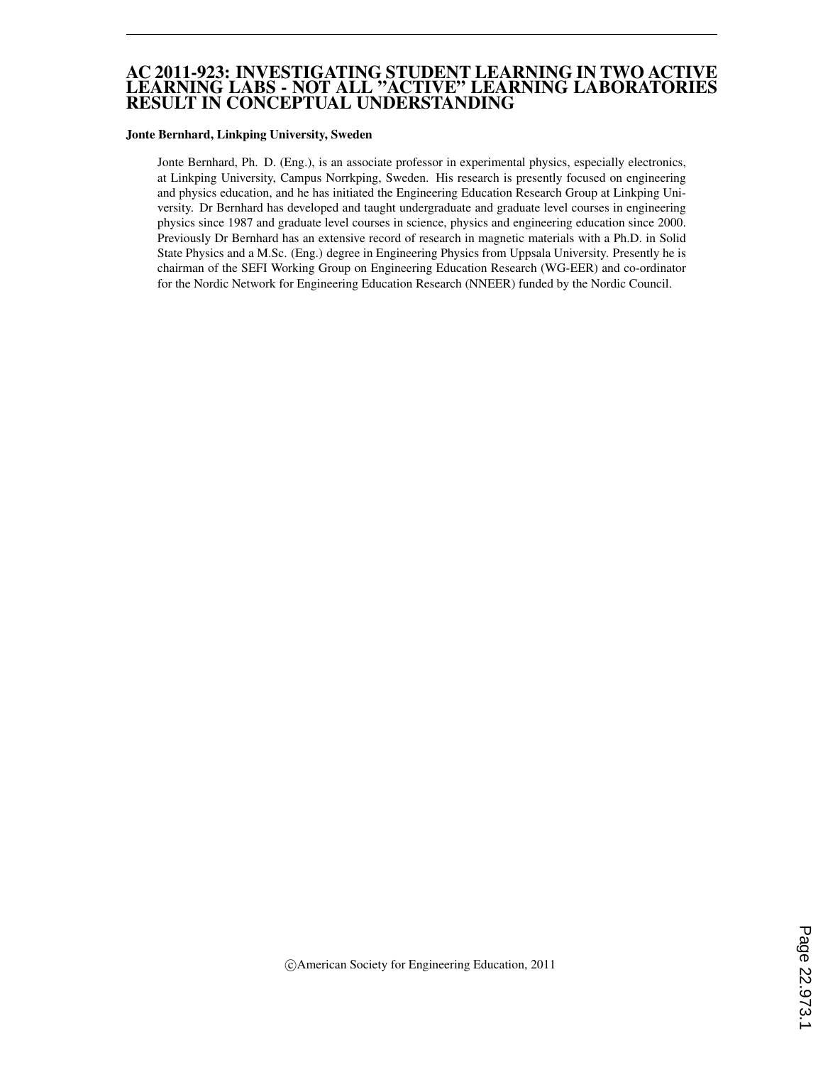# AC 2011-923: INVESTIGATING STUDENT LEARNING IN TWO ACTIVE LEARNING LABS - NOT ALL "ACTIVE" LEARNING LABORATORIES RESULT IN CONCEPTUAL UNDERSTANDING

**Jonte Bernhard, Linkping University, Sweden**

Jonte Bernhard, Ph. D. (Eng.), is an associate professor in experimental physics, especially electronics, at Linkping University, Campus Norrkping, Sweden. His research is presently focused on engineering and physics education, and he has initiated the Engineering Education Research Group at Linkping University. Dr Bernhard has developed and taught undergraduate and graduate level courses in engineering physics since 1987 and graduate level courses in science, physics and engineering education since 2000. Previously Dr Bernhard has an extensive record of research in magnetic materials with a Ph.D. in Solid State Physics and a M.Sc. (Eng.) degree in Engineering Physics from Uppsala University. Presently he is chairman of the SEFI Working Group on Engineering Education Research (WG-EER) and co-ordinator for the Nordic Network for Engineering Education Research (NNEER) funded by the Nordic Council.

©American Society for Engineering Education, 2011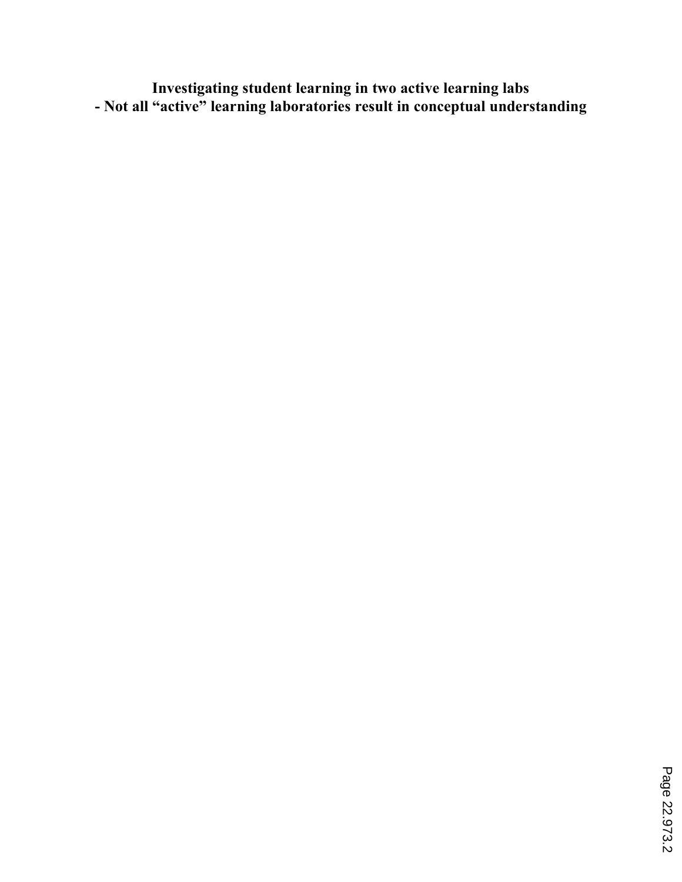# Investigating student learning in two active learning labs
# - Not all "active" learning laboratories result in conceptual understanding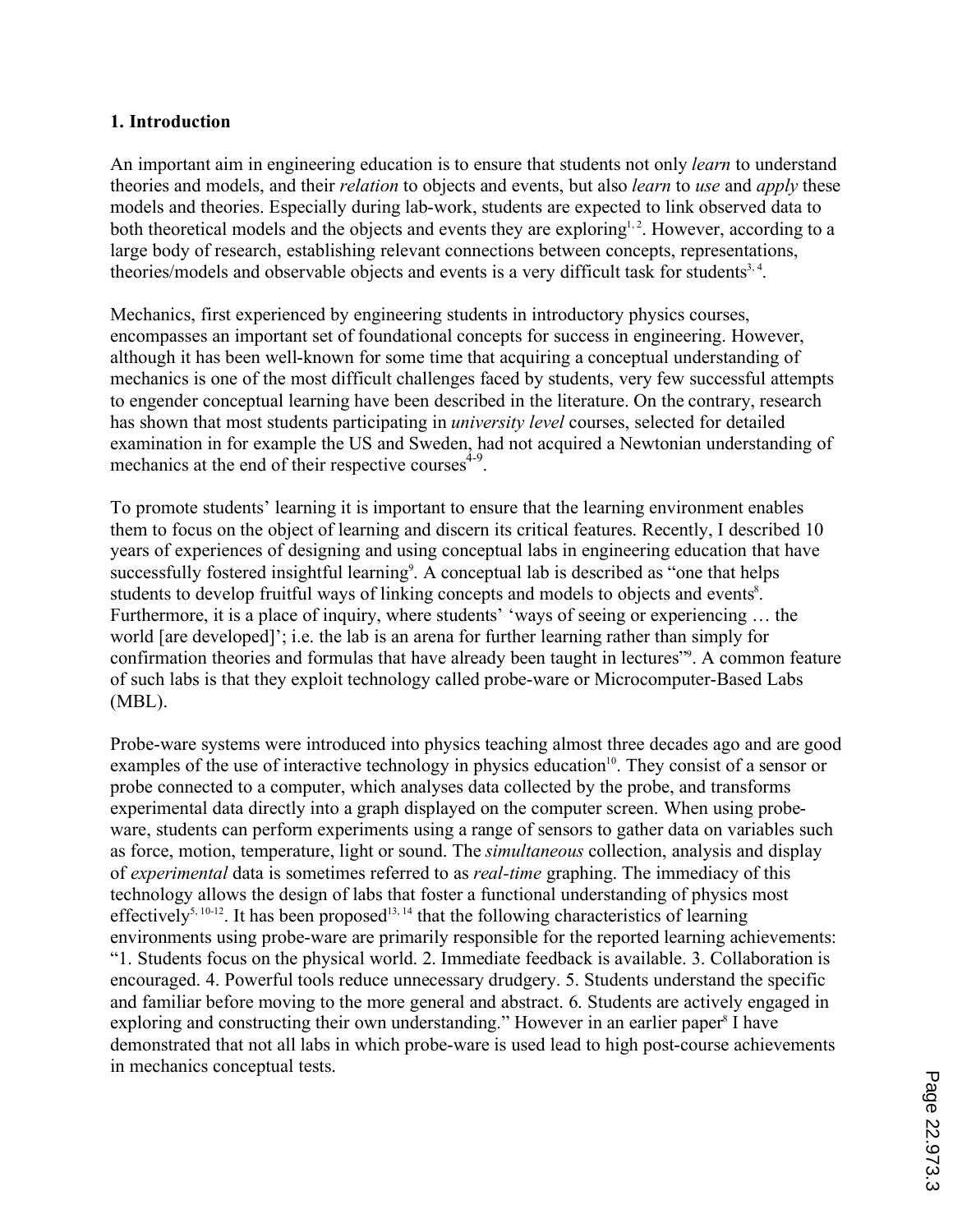## 1. Introduction

An important aim in engineering education is to ensure that students not only *learn* to understand theories and models, and their *relation* to objects and events, but also *learn* to *use* and *apply* these models and theories. Especially during lab-work, students are expected to link observed data to both theoretical models and the objects and events they are exploring[1, 2]. However, according to a large body of research, establishing relevant connections between concepts, representations, theories/models and observable objects and events is a very difficult task for students[3, 4].

Mechanics, first experienced by engineering students in introductory physics courses, encompasses an important set of foundational concepts for success in engineering. However, although it has been well-known for some time that acquiring a conceptual understanding of mechanics is one of the most difficult challenges faced by students, very few successful attempts to engender conceptual learning have been described in the literature. On the contrary, research has shown that most students participating in *university level* courses, selected for detailed examination in for example the US and Sweden, had not acquired a Newtonian understanding of mechanics at the end of their respective courses[4-9].

To promote students' learning it is important to ensure that the learning environment enables them to focus on the object of learning and discern its critical features. Recently, I described 10 years of experiences of designing and using conceptual labs in engineering education that have successfully fostered insightful learning[9]. A conceptual lab is described as "one that helps students to develop fruitful ways of linking concepts and models to objects and events[8]. Furthermore, it is a place of inquiry, where students' 'ways of seeing or experiencing … the world [are developed]'; i.e. the lab is an arena for further learning rather than simply for confirmation theories and formulas that have already been taught in lectures"[9]. A common feature of such labs is that they exploit technology called probe-ware or Microcomputer-Based Labs (MBL).

Probe-ware systems were introduced into physics teaching almost three decades ago and are good examples of the use of interactive technology in physics education[10]. They consist of a sensor or probe connected to a computer, which analyses data collected by the probe, and transforms experimental data directly into a graph displayed on the computer screen. When using probe-ware, students can perform experiments using a range of sensors to gather data on variables such as force, motion, temperature, light or sound. The *simultaneous* collection, analysis and display of *experimental* data is sometimes referred to as *real-time* graphing. The immediacy of this technology allows the design of labs that foster a functional understanding of physics most effectively[5, 10-12]. It has been proposed[13, 14] that the following characteristics of learning environments using probe-ware are primarily responsible for the reported learning achievements: "1. Students focus on the physical world. 2. Immediate feedback is available. 3. Collaboration is encouraged. 4. Powerful tools reduce unnecessary drudgery. 5. Students understand the specific and familiar before moving to the more general and abstract. 6. Students are actively engaged in exploring and constructing their own understanding." However in an earlier paper[8] I have demonstrated that not all labs in which probe-ware is used lead to high post-course achievements in mechanics conceptual tests.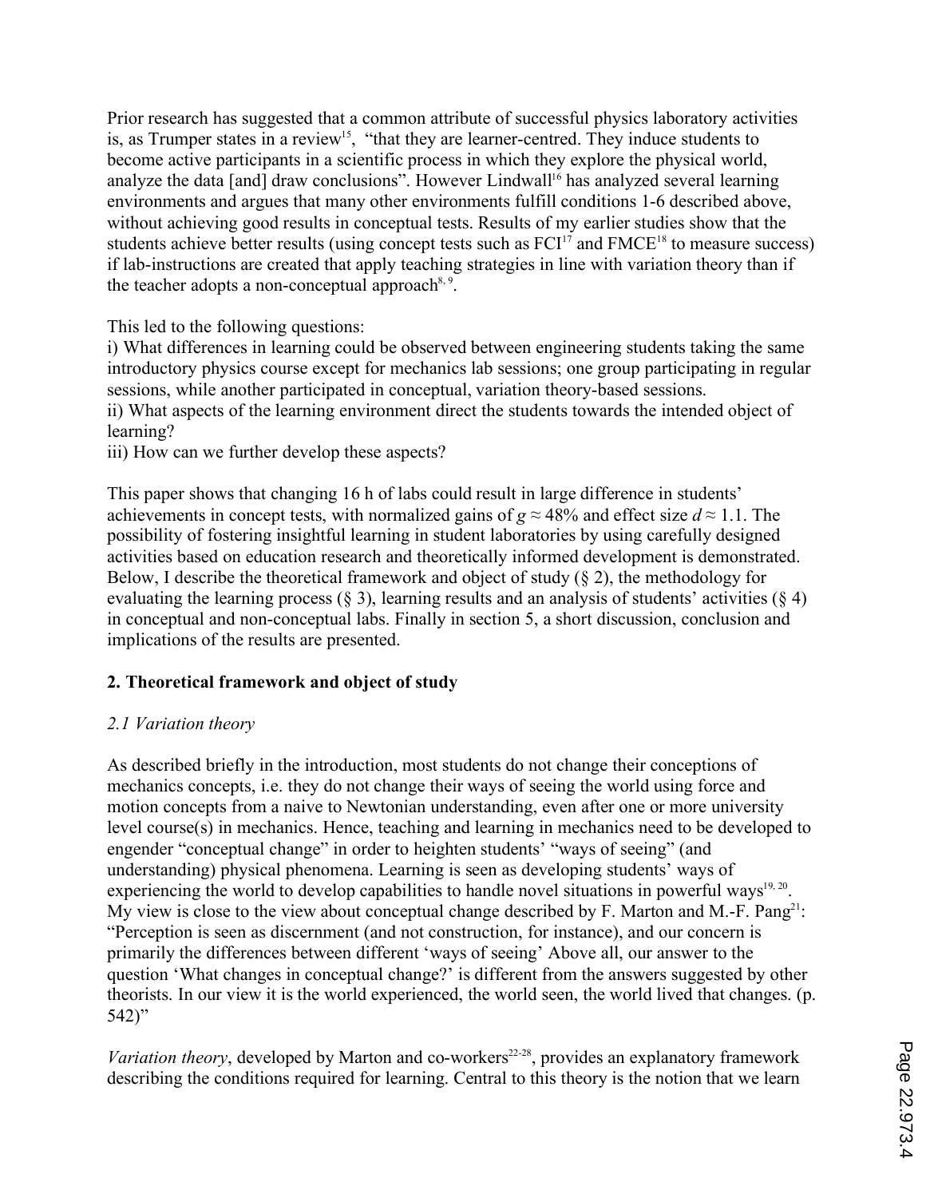Prior research has suggested that a common attribute of successful physics laboratory activities is, as Trumper states in a review[15], "that they are learner-centred. They induce students to become active participants in a scientific process in which they explore the physical world, analyze the data [and] draw conclusions". However Lindwall[16] has analyzed several learning environments and argues that many other environments fulfill conditions 1-6 described above, without achieving good results in conceptual tests. Results of my earlier studies show that the students achieve better results (using concept tests such as FCI[17] and FMCE[18] to measure success) if lab-instructions are created that apply teaching strategies in line with variation theory than if the teacher adopts a non-conceptual approach[8, 9].

This led to the following questions:

i) What differences in learning could be observed between engineering students taking the same introductory physics course except for mechanics lab sessions; one group participating in regular sessions, while another participated in conceptual, variation theory-based sessions.

ii) What aspects of the learning environment direct the students towards the intended object of learning?

iii) How can we further develop these aspects?

This paper shows that changing 16 h of labs could result in large difference in students' achievements in concept tests, with normalized gains of $g \approx 48\%$ and effect size $d \approx 1.1$. The possibility of fostering insightful learning in student laboratories by using carefully designed activities based on education research and theoretically informed development is demonstrated. Below, I describe the theoretical framework and object of study (§ 2), the methodology for evaluating the learning process (§ 3), learning results and an analysis of students' activities (§ 4) in conceptual and non-conceptual labs. Finally in section 5, a short discussion, conclusion and implications of the results are presented.

## 2. Theoretical framework and object of study

### *2.1 Variation theory*

As described briefly in the introduction, most students do not change their conceptions of mechanics concepts, i.e. they do not change their ways of seeing the world using force and motion concepts from a naive to Newtonian understanding, even after one or more university level course(s) in mechanics. Hence, teaching and learning in mechanics need to be developed to engender "conceptual change" in order to heighten students' "ways of seeing" (and understanding) physical phenomena. Learning is seen as developing students' ways of experiencing the world to develop capabilities to handle novel situations in powerful ways[19, 20]. My view is close to the view about conceptual change described by F. Marton and M.-F. Pang[21]: "Perception is seen as discernment (and not construction, for instance), and our concern is primarily the differences between different 'ways of seeing' Above all, our answer to the question 'What changes in conceptual change?' is different from the answers suggested by other theorists. In our view it is the world experienced, the world seen, the world lived that changes. (p. 542)"

*Variation theory*, developed by Marton and co-workers[22-28], provides an explanatory framework describing the conditions required for learning. Central to this theory is the notion that we learn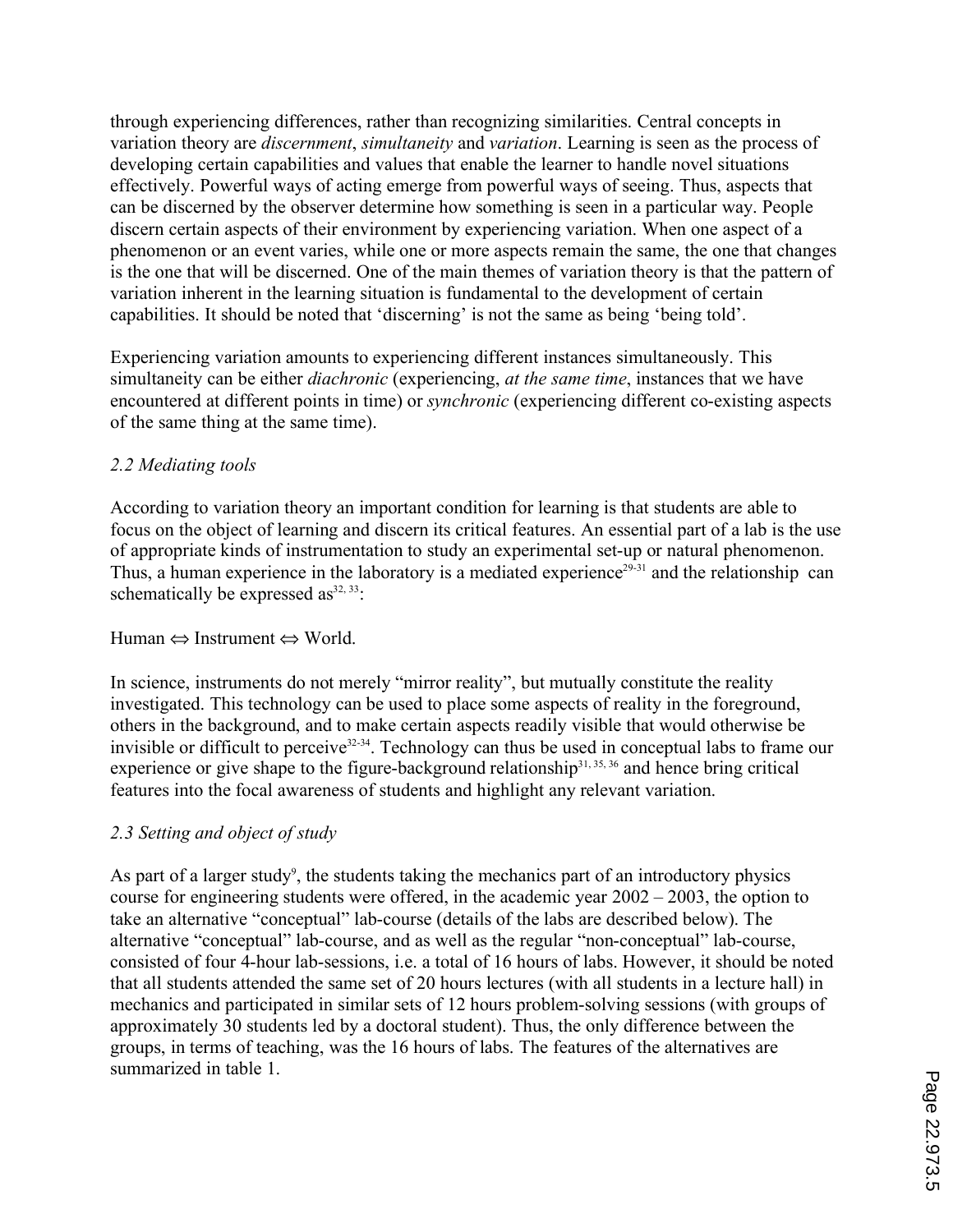through experiencing differences, rather than recognizing similarities. Central concepts in variation theory are *discernment*, *simultaneity* and *variation*. Learning is seen as the process of developing certain capabilities and values that enable the learner to handle novel situations effectively. Powerful ways of acting emerge from powerful ways of seeing. Thus, aspects that can be discerned by the observer determine how something is seen in a particular way. People discern certain aspects of their environment by experiencing variation. When one aspect of a phenomenon or an event varies, while one or more aspects remain the same, the one that changes is the one that will be discerned. One of the main themes of variation theory is that the pattern of variation inherent in the learning situation is fundamental to the development of certain capabilities. It should be noted that 'discerning' is not the same as being 'being told'.

Experiencing variation amounts to experiencing different instances simultaneously. This simultaneity can be either *diachronic* (experiencing, *at the same time*, instances that we have encountered at different points in time) or *synchronic* (experiencing different co-existing aspects of the same thing at the same time).

### *2.2 Mediating tools*

According to variation theory an important condition for learning is that students are able to focus on the object of learning and discern its critical features. An essential part of a lab is the use of appropriate kinds of instrumentation to study an experimental set-up or natural phenomenon. Thus, a human experience in the laboratory is a mediated experience[29-31] and the relationship can schematically be expressed as[32, 33]:

Human $\Leftrightarrow$ Instrument $\Leftrightarrow$ World.

In science, instruments do not merely "mirror reality", but mutually constitute the reality investigated. This technology can be used to place some aspects of reality in the foreground, others in the background, and to make certain aspects readily visible that would otherwise be invisible or difficult to perceive[32-34]. Technology can thus be used in conceptual labs to frame our experience or give shape to the figure-background relationship[31, 35, 36] and hence bring critical features into the focal awareness of students and highlight any relevant variation.

### *2.3 Setting and object of study*

As part of a larger study[9], the students taking the mechanics part of an introductory physics course for engineering students were offered, in the academic year 2002 – 2003, the option to take an alternative "conceptual" lab-course (details of the labs are described below). The alternative "conceptual" lab-course, and as well as the regular "non-conceptual" lab-course, consisted of four 4-hour lab-sessions, i.e. a total of 16 hours of labs. However, it should be noted that all students attended the same set of 20 hours lectures (with all students in a lecture hall) in mechanics and participated in similar sets of 12 hours problem-solving sessions (with groups of approximately 30 students led by a doctoral student). Thus, the only difference between the groups, in terms of teaching, was the 16 hours of labs. The features of the alternatives are summarized in table 1.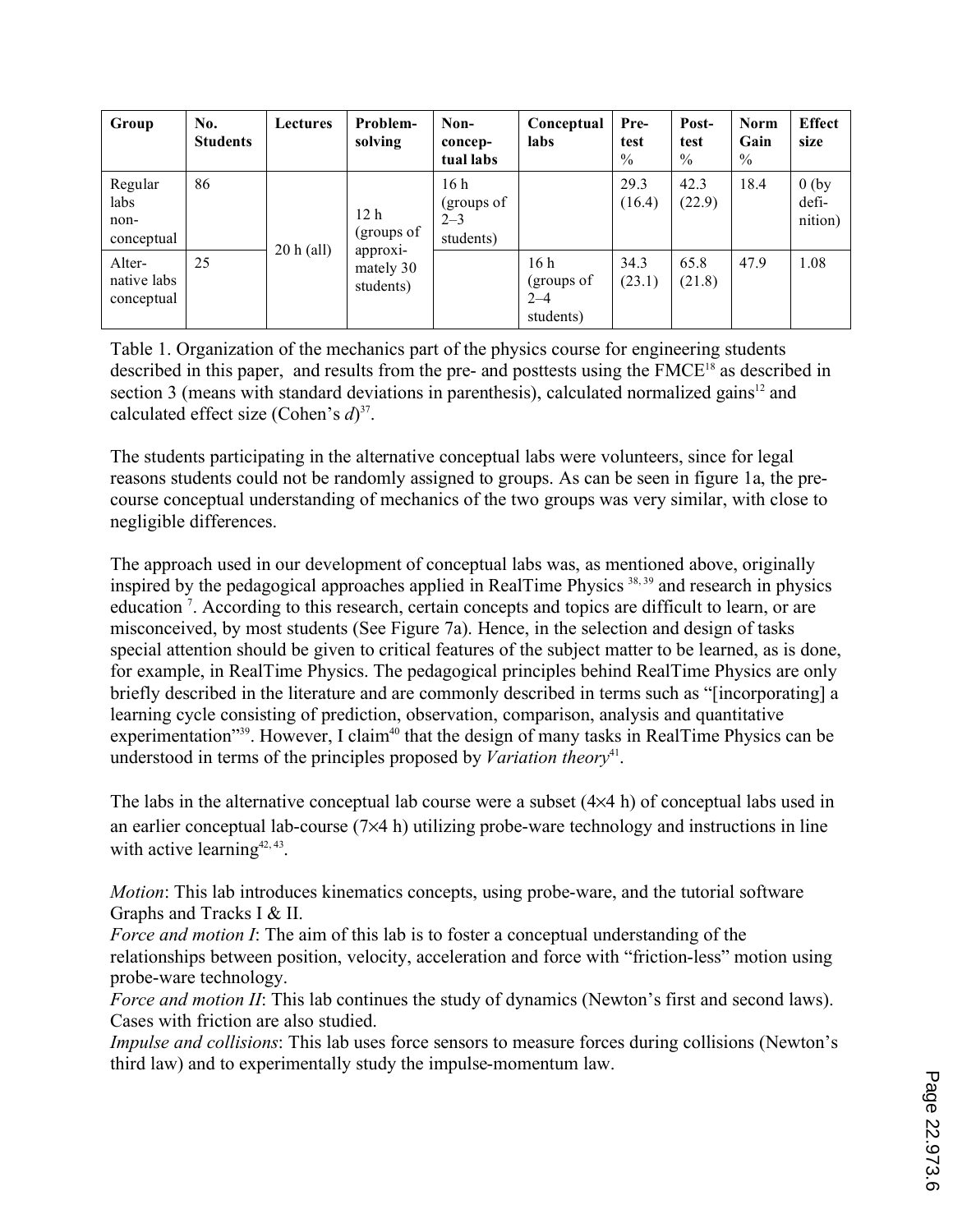| Group | No. Students | Lectures | Problem-solving | Non-conceptual labs | Conceptual labs | Pre-test % | Post-test % | Norm Gain % | Effect size |
|---|---|---|---|---|---|---|---|---|---|
| Regular labs non-conceptual | 86 | 20 h (all) | 12 h (groups of approximately 30 students) | 16 h (groups of 2–3 students) | | 29.3 (16.4) | 42.3 (22.9) | 18.4 | 0 (by definition) |
| Alternative labs conceptual | 25 | | | | 16 h (groups of 2–4 students) | 34.3 (23.1) | 65.8 (21.8) | 47.9 | 1.08 |

Table 1. Organization of the mechanics part of the physics course for engineering students described in this paper, and results from the pre- and posttests using the FMCE[18] as described in section 3 (means with standard deviations in parenthesis), calculated normalized gains[12] and calculated effect size (Cohen's $d$)[37].

The students participating in the alternative conceptual labs were volunteers, since for legal reasons students could not be randomly assigned to groups. As can be seen in figure 1a, the pre-course conceptual understanding of mechanics of the two groups was very similar, with close to negligible differences.

The approach used in our development of conceptual labs was, as mentioned above, originally inspired by the pedagogical approaches applied in RealTime Physics [38, 39] and research in physics education [7]. According to this research, certain concepts and topics are difficult to learn, or are misconceived, by most students (See Figure 7a). Hence, in the selection and design of tasks special attention should be given to critical features of the subject matter to be learned, as is done, for example, in RealTime Physics. The pedagogical principles behind RealTime Physics are only briefly described in the literature and are commonly described in terms such as "[incorporating] a learning cycle consisting of prediction, observation, comparison, analysis and quantitative experimentation"[39]. However, I claim[40] that the design of many tasks in RealTime Physics can be understood in terms of the principles proposed by *Variation theory*[41].

The labs in the alternative conceptual lab course were a subset (4×4 h) of conceptual labs used in an earlier conceptual lab-course (7×4 h) utilizing probe-ware technology and instructions in line with active learning[42, 43].

*Motion*: This lab introduces kinematics concepts, using probe-ware, and the tutorial software Graphs and Tracks I & II.
*Force and motion I*: The aim of this lab is to foster a conceptual understanding of the relationships between position, velocity, acceleration and force with "friction-less" motion using probe-ware technology.
*Force and motion II*: This lab continues the study of dynamics (Newton's first and second laws). Cases with friction are also studied.
*Impulse and collisions*: This lab uses force sensors to measure forces during collisions (Newton's third law) and to experimentally study the impulse-momentum law.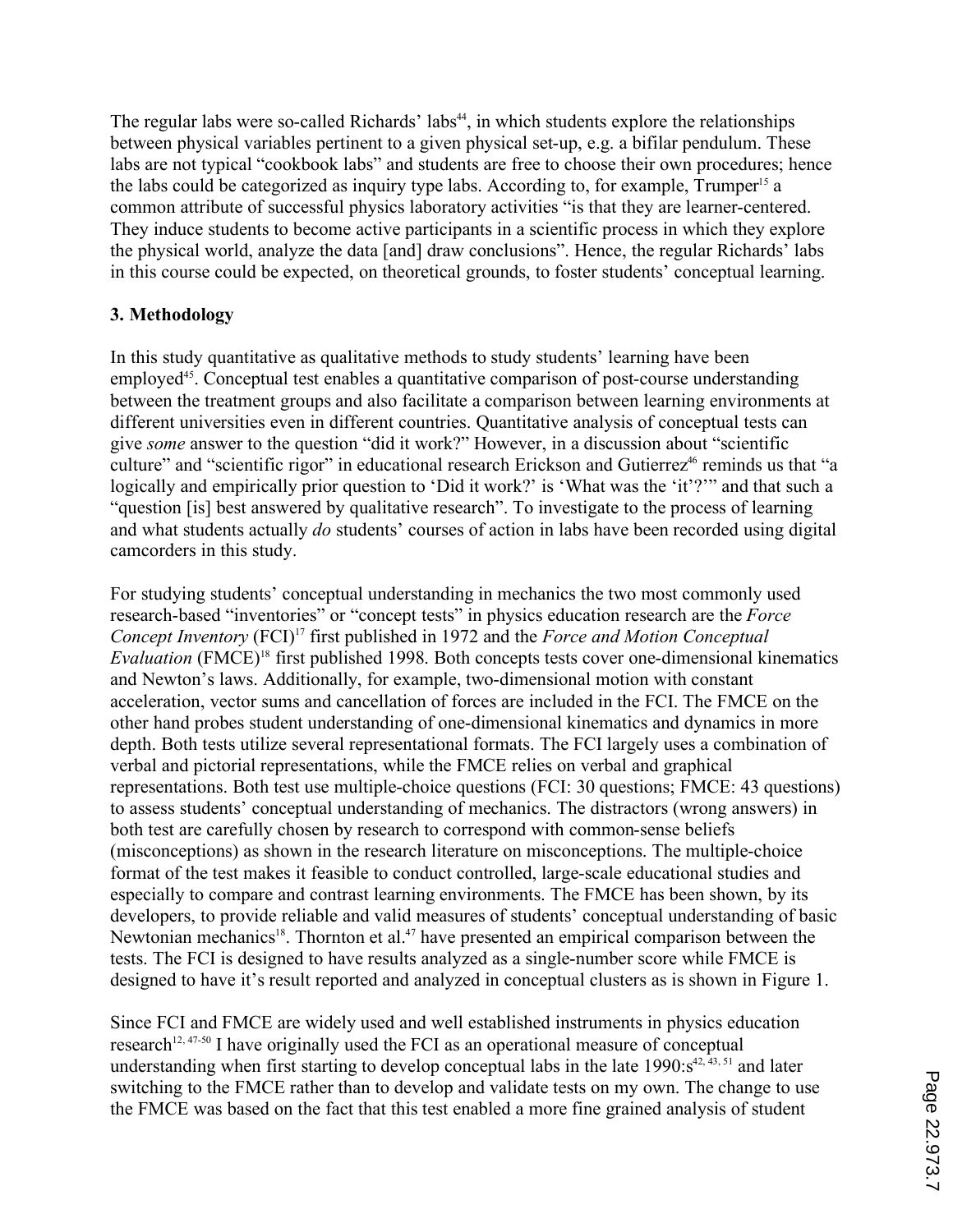The regular labs were so-called Richards' labs[44], in which students explore the relationships between physical variables pertinent to a given physical set-up, e.g. a bifilar pendulum. These labs are not typical "cookbook labs" and students are free to choose their own procedures; hence the labs could be categorized as inquiry type labs. According to, for example, Trumper[15] a common attribute of successful physics laboratory activities "is that they are learner-centered. They induce students to become active participants in a scientific process in which they explore the physical world, analyze the data [and] draw conclusions". Hence, the regular Richards' labs in this course could be expected, on theoretical grounds, to foster students' conceptual learning.

**3. Methodology**

In this study quantitative as qualitative methods to study students' learning have been employed[45]. Conceptual test enables a quantitative comparison of post-course understanding between the treatment groups and also facilitate a comparison between learning environments at different universities even in different countries. Quantitative analysis of conceptual tests can give *some* answer to the question "did it work?" However, in a discussion about "scientific culture" and "scientific rigor" in educational research Erickson and Gutierrez[46] reminds us that "a logically and empirically prior question to 'Did it work?' is 'What was the 'it'?'" and that such a "question [is] best answered by qualitative research". To investigate to the process of learning and what students actually *do* students' courses of action in labs have been recorded using digital camcorders in this study.

For studying students' conceptual understanding in mechanics the two most commonly used research-based "inventories" or "concept tests" in physics education research are the *Force Concept Inventory* (FCI)[17] first published in 1972 and the *Force and Motion Conceptual Evaluation* (FMCE)[18] first published 1998. Both concepts tests cover one-dimensional kinematics and Newton's laws. Additionally, for example, two-dimensional motion with constant acceleration, vector sums and cancellation of forces are included in the FCI. The FMCE on the other hand probes student understanding of one-dimensional kinematics and dynamics in more depth. Both tests utilize several representational formats. The FCI largely uses a combination of verbal and pictorial representations, while the FMCE relies on verbal and graphical representations. Both test use multiple-choice questions (FCI: 30 questions; FMCE: 43 questions) to assess students' conceptual understanding of mechanics. The distractors (wrong answers) in both test are carefully chosen by research to correspond with common-sense beliefs (misconceptions) as shown in the research literature on misconceptions. The multiple-choice format of the test makes it feasible to conduct controlled, large-scale educational studies and especially to compare and contrast learning environments. The FMCE has been shown, by its developers, to provide reliable and valid measures of students' conceptual understanding of basic Newtonian mechanics[18]. Thornton et al.[47] have presented an empirical comparison between the tests. The FCI is designed to have results analyzed as a single-number score while FMCE is designed to have it's result reported and analyzed in conceptual clusters as is shown in Figure 1.

Since FCI and FMCE are widely used and well established instruments in physics education research[12, 47-50] I have originally used the FCI as an operational measure of conceptual understanding when first starting to develop conceptual labs in the late 1990:s[42, 43, 51] and later switching to the FMCE rather than to develop and validate tests on my own. The change to use the FMCE was based on the fact that this test enabled a more fine grained analysis of student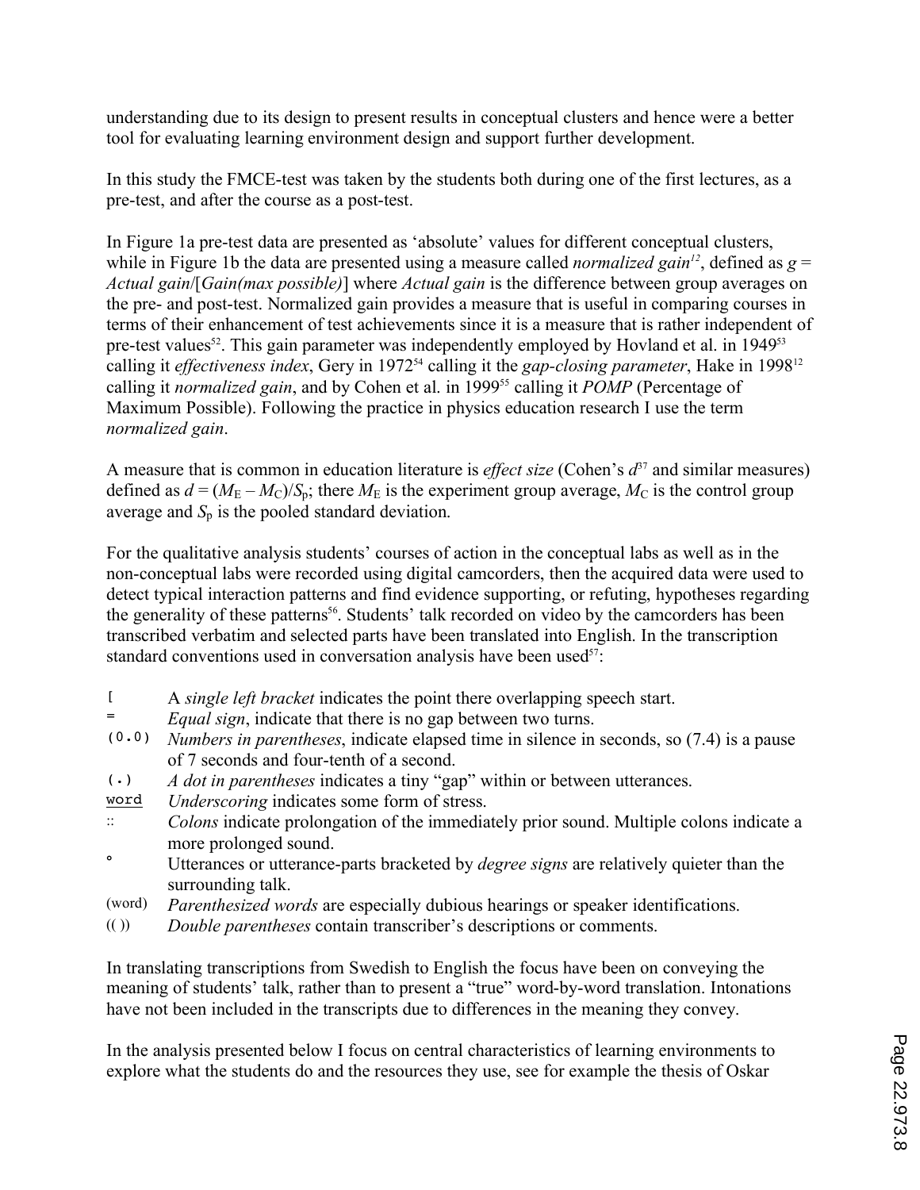understanding due to its design to present results in conceptual clusters and hence were a better tool for evaluating learning environment design and support further development.

In this study the FMCE-test was taken by the students both during one of the first lectures, as a pre-test, and after the course as a post-test.

In Figure 1a pre-test data are presented as 'absolute' values for different conceptual clusters, while in Figure 1b the data are presented using a measure called *normalized gain*[12], defined as $g$ = *Actual gain*/[*Gain(max possible)*] where *Actual gain* is the difference between group averages on the pre- and post-test. Normalized gain provides a measure that is useful in comparing courses in terms of their enhancement of test achievements since it is a measure that is rather independent of pre-test values[52]. This gain parameter was independently employed by Hovland et al. in 1949[53] calling it *effectiveness index*, Gery in 1972[54] calling it the *gap-closing parameter*, Hake in 1998[12] calling it *normalized gain*, and by Cohen et al. in 1999[55] calling it *POMP* (Percentage of Maximum Possible). Following the practice in physics education research I use the term *normalized gain*.

A measure that is common in education literature is *effect size* (Cohen's $d$[37] and similar measures) defined as $d = (M_E - M_C)/S_p$; there $M_E$ is the experiment group average, $M_C$ is the control group average and $S_p$ is the pooled standard deviation.

For the qualitative analysis students' courses of action in the conceptual labs as well as in the non-conceptual labs were recorded using digital camcorders, then the acquired data were used to detect typical interaction patterns and find evidence supporting, or refuting, hypotheses regarding the generality of these patterns[56]. Students' talk recorded on video by the camcorders has been transcribed verbatim and selected parts have been translated into English. In the transcription standard conventions used in conversation analysis have been used[57]:

| | |
|---|---|
| [ | A *single left bracket* indicates the point there overlapping speech start. |
| = | *Equal sign*, indicate that there is no gap between two turns. |
| (0.0) | *Numbers in parentheses*, indicate elapsed time in silence in seconds, so (7.4) is a pause of 7 seconds and four-tenth of a second. |
| (.) | *A dot in parentheses* indicates a tiny "gap" within or between utterances. |
| <u>word</u> | *Underscoring* indicates some form of stress. |
| :: | *Colons* indicate prolongation of the immediately prior sound. Multiple colons indicate a more prolonged sound. |
| ° | Utterances or utterance-parts bracketed by *degree signs* are relatively quieter than the surrounding talk. |
| (word) | *Parenthesized words* are especially dubious hearings or speaker identifications. |
| (( )) | *Double parentheses* contain transcriber's descriptions or comments. |

In translating transcriptions from Swedish to English the focus have been on conveying the meaning of students' talk, rather than to present a "true" word-by-word translation. Intonations have not been included in the transcripts due to differences in the meaning they convey.

In the analysis presented below I focus on central characteristics of learning environments to explore what the students do and the resources they use, see for example the thesis of Oskar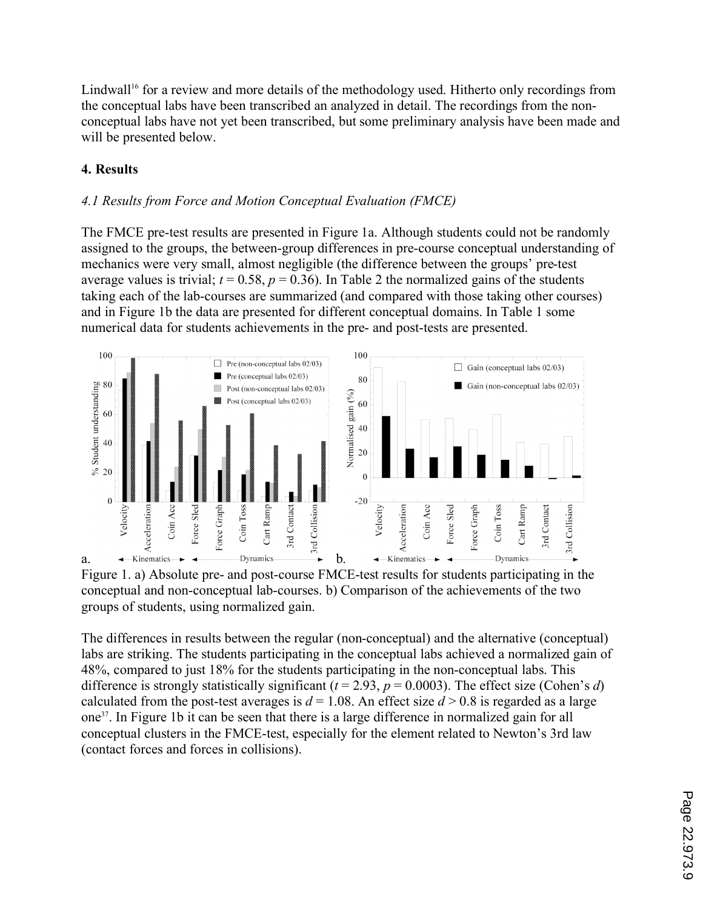Lindwall[16] for a review and more details of the methodology used. Hitherto only recordings from the conceptual labs have been transcribed an analyzed in detail. The recordings from the non-conceptual labs have not yet been transcribed, but some preliminary analysis have been made and will be presented below.

## 4. Results

### *4.1 Results from Force and Motion Conceptual Evaluation (FMCE)*

The FMCE pre-test results are presented in Figure 1a. Although students could not be randomly assigned to the groups, the between-group differences in pre-course conceptual understanding of mechanics were very small, almost negligible (the difference between the groups' pre-test average values is trivial; $t = 0.58$, $p = 0.36$). In Table 2 the normalized gains of the students taking each of the lab-courses are summarized (and compared with those taking other courses) and in Figure 1b the data are presented for different conceptual domains. In Table 1 some numerical data for students achievements in the pre- and post-tests are presented.

Figure 1. a) Absolute pre- and post-course FMCE-test results for students participating in the conceptual and non-conceptual lab-courses. b) Comparison of the achievements of the two groups of students, using normalized gain.

The differences in results between the regular (non-conceptual) and the alternative (conceptual) labs are striking. The students participating in the conceptual labs achieved a normalized gain of 48%, compared to just 18% for the students participating in the non-conceptual labs. This difference is strongly statistically significant ($t = 2.93$, $p = 0.0003$). The effect size (Cohen's $d$) calculated from the post-test averages is $d = 1.08$. An effect size $d > 0.8$ is regarded as a large one[37]. In Figure 1b it can be seen that there is a large difference in normalized gain for all conceptual clusters in the FMCE-test, especially for the element related to Newton's 3rd law (contact forces and forces in collisions).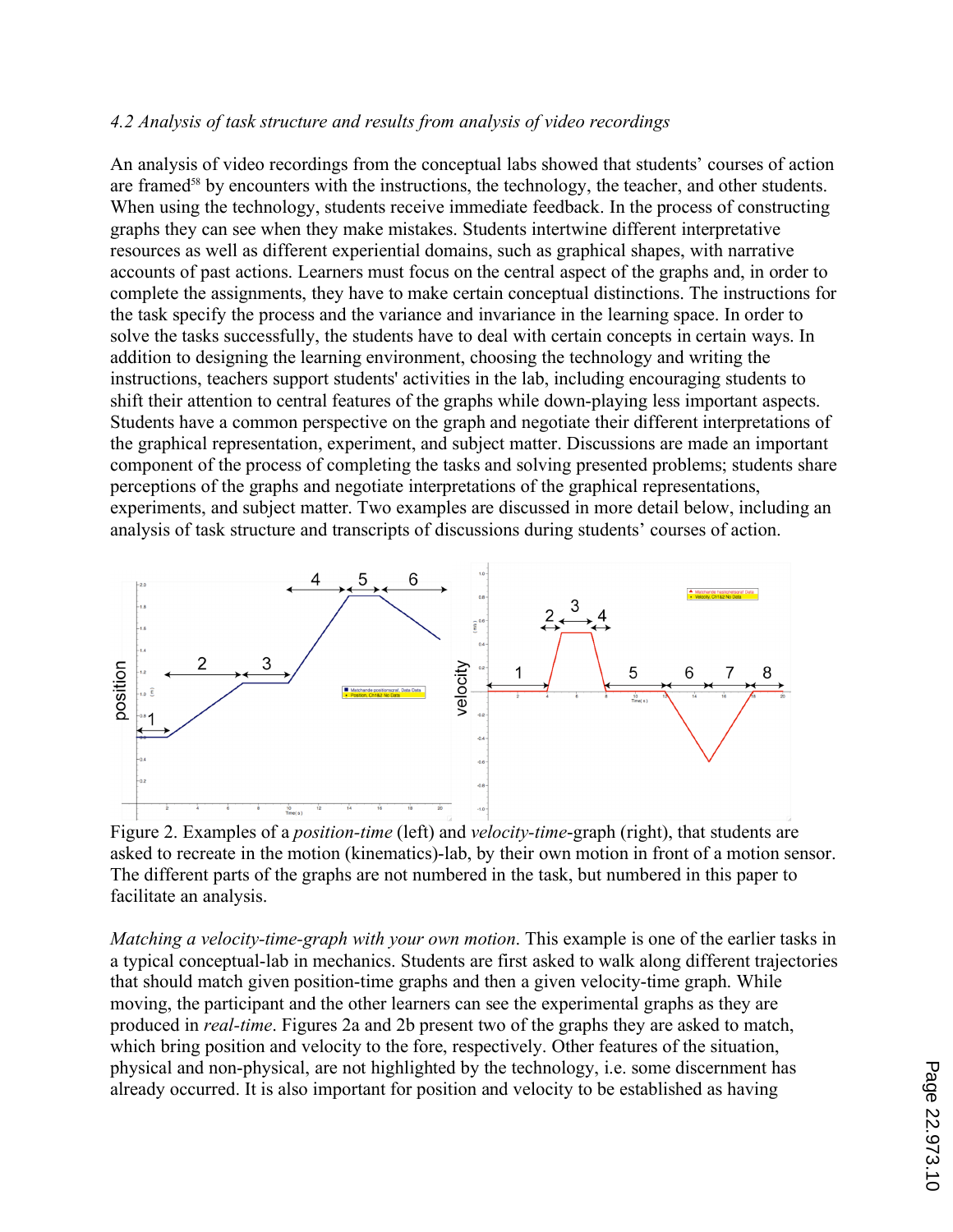*4.2 Analysis of task structure and results from analysis of video recordings*

An analysis of video recordings from the conceptual labs showed that students' courses of action are framed[58] by encounters with the instructions, the technology, the teacher, and other students. When using the technology, students receive immediate feedback. In the process of constructing graphs they can see when they make mistakes. Students intertwine different interpretative resources as well as different experiential domains, such as graphical shapes, with narrative accounts of past actions. Learners must focus on the central aspect of the graphs and, in order to complete the assignments, they have to make certain conceptual distinctions. The instructions for the task specify the process and the variance and invariance in the learning space. In order to solve the tasks successfully, the students have to deal with certain concepts in certain ways. In addition to designing the learning environment, choosing the technology and writing the instructions, teachers support students' activities in the lab, including encouraging students to shift their attention to central features of the graphs while down-playing less important aspects. Students have a common perspective on the graph and negotiate their different interpretations of the graphical representation, experiment, and subject matter. Discussions are made an important component of the process of completing the tasks and solving presented problems; students share perceptions of the graphs and negotiate interpretations of the graphical representations, experiments, and subject matter. Two examples are discussed in more detail below, including an analysis of task structure and transcripts of discussions during students' courses of action.

Figure 2. Examples of a *position-time* (left) and *velocity-time*-graph (right), that students are asked to recreate in the motion (kinematics)-lab, by their own motion in front of a motion sensor. The different parts of the graphs are not numbered in the task, but numbered in this paper to facilitate an analysis.

*Matching a velocity-time-graph with your own motion.* This example is one of the earlier tasks in a typical conceptual-lab in mechanics. Students are first asked to walk along different trajectories that should match given position-time graphs and then a given velocity-time graph. While moving, the participant and the other learners can see the experimental graphs as they are produced in *real-time*. Figures 2a and 2b present two of the graphs they are asked to match, which bring position and velocity to the fore, respectively. Other features of the situation, physical and non-physical, are not highlighted by the technology, i.e. some discernment has already occurred. It is also important for position and velocity to be established as having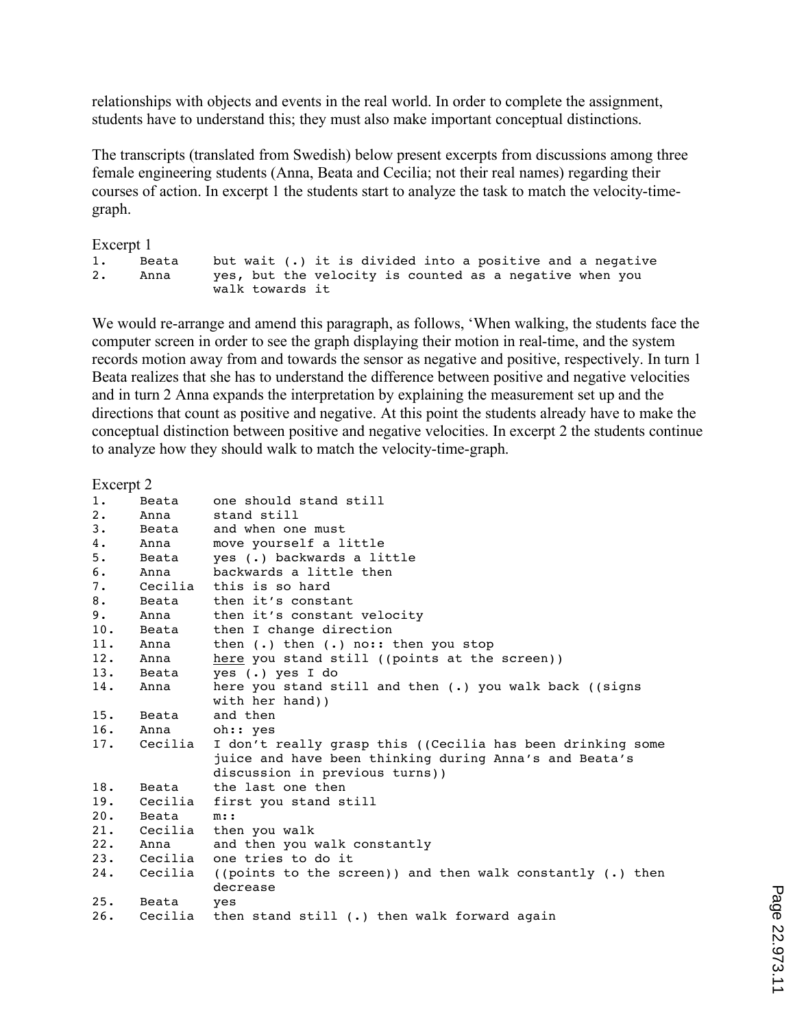relationships with objects and events in the real world. In order to complete the assignment, students have to understand this; they must also make important conceptual distinctions.

The transcripts (translated from Swedish) below present excerpts from discussions among three female engineering students (Anna, Beata and Cecilia; not their real names) regarding their courses of action. In excerpt 1 the students start to analyze the task to match the velocity-time-graph.

Excerpt 1

```
1.    Beata     but wait (.) it is divided into a positive and a negative
2.    Anna      yes, but the velocity is counted as a negative when you
                walk towards it
```

We would re-arrange and amend this paragraph, as follows, 'When walking, the students face the computer screen in order to see the graph displaying their motion in real-time, and the system records motion away from and towards the sensor as negative and positive, respectively. In turn 1 Beata realizes that she has to understand the difference between positive and negative velocities and in turn 2 Anna expands the interpretation by explaining the measurement set up and the directions that count as positive and negative. At this point the students already have to make the conceptual distinction between positive and negative velocities. In excerpt 2 the students continue to analyze how they should walk to match the velocity-time-graph.

Excerpt 2

```
1.    Beata     one should stand still
2.    Anna      stand still
3.    Beata     and when one must
4.    Anna      move yourself a little
5.    Beata     yes (.) backwards a little
6.    Anna      backwards a little then
7.    Cecilia   this is so hard
8.    Beata     then it's constant
9.    Anna      then it's constant velocity
10.   Beata     then I change direction
11.   Anna      then (.) then (.) no:: then you stop
12.   Anna      here you stand still ((points at the screen))
13.   Beata     yes (.) yes I do
14.   Anna      here you stand still and then (.) you walk back ((signs
                with her hand))
15.   Beata     and then
16.   Anna      oh:: yes
17.   Cecilia   I don't really grasp this ((Cecilia has been drinking some
                juice and have been thinking during Anna's and Beata's
                discussion in previous turns))
18.   Beata     the last one then
19.   Cecilia   first you stand still
20.   Beata     m::
21.   Cecilia   then you walk
22.   Anna      and then you walk constantly
23.   Cecilia   one tries to do it
24.   Cecilia   ((points to the screen)) and then walk constantly (.) then
                decrease
25.   Beata     yes
26.   Cecilia   then stand still (.) then walk forward again
```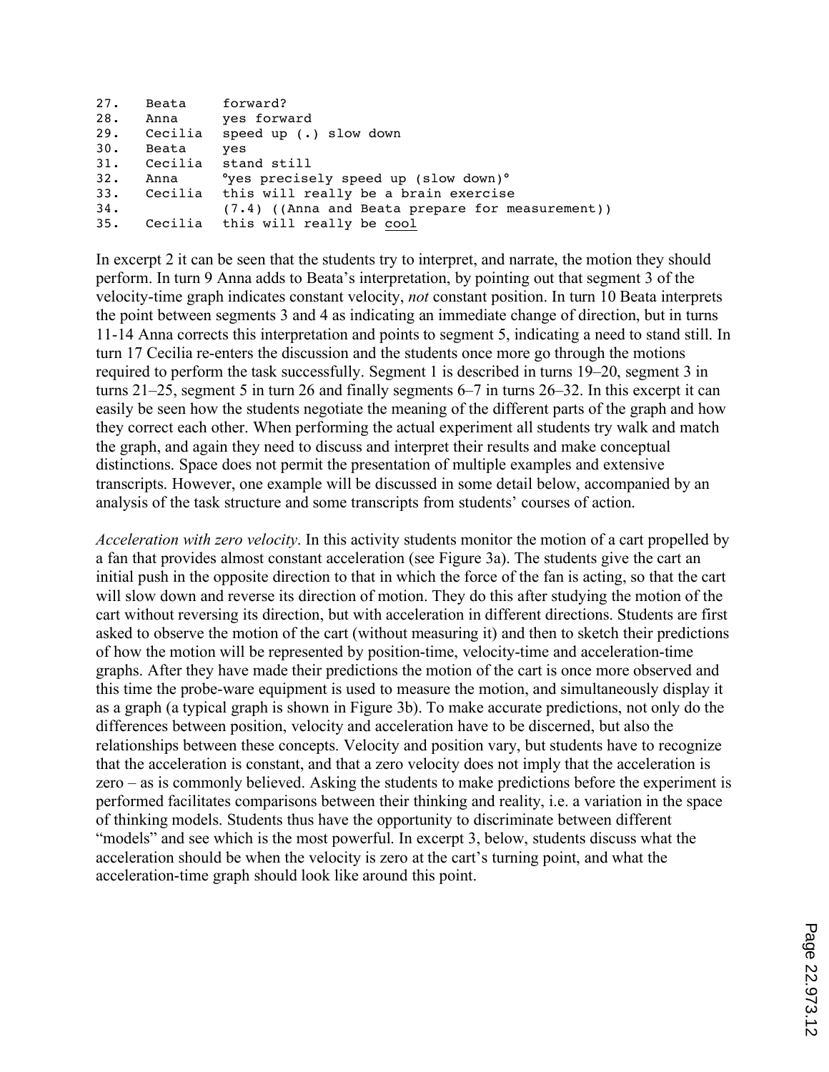```
27.   Beata     forward?
28.   Anna      yes forward
29.   Cecilia   speed up (.) slow down
30.   Beata     yes
31.   Cecilia   stand still
32.   Anna      °yes precisely speed up (slow down)°
33.   Cecilia   this will really be a brain exercise
34.             (7.4) ((Anna and Beata prepare for measurement))
35.   Cecilia   this will really be cool
```

In excerpt 2 it can be seen that the students try to interpret, and narrate, the motion they should perform. In turn 9 Anna adds to Beata's interpretation, by pointing out that segment 3 of the velocity-time graph indicates constant velocity, *not* constant position. In turn 10 Beata interprets the point between segments 3 and 4 as indicating an immediate change of direction, but in turns 11-14 Anna corrects this interpretation and points to segment 5, indicating a need to stand still. In turn 17 Cecilia re-enters the discussion and the students once more go through the motions required to perform the task successfully. Segment 1 is described in turns 19–20, segment 3 in turns 21–25, segment 5 in turn 26 and finally segments 6–7 in turns 26–32. In this excerpt it can easily be seen how the students negotiate the meaning of the different parts of the graph and how they correct each other. When performing the actual experiment all students try walk and match the graph, and again they need to discuss and interpret their results and make conceptual distinctions. Space does not permit the presentation of multiple examples and extensive transcripts. However, one example will be discussed in some detail below, accompanied by an analysis of the task structure and some transcripts from students' courses of action.

*Acceleration with zero velocity*. In this activity students monitor the motion of a cart propelled by a fan that provides almost constant acceleration (see Figure 3a). The students give the cart an initial push in the opposite direction to that in which the force of the fan is acting, so that the cart will slow down and reverse its direction of motion. They do this after studying the motion of the cart without reversing its direction, but with acceleration in different directions. Students are first asked to observe the motion of the cart (without measuring it) and then to sketch their predictions of how the motion will be represented by position-time, velocity-time and acceleration-time graphs. After they have made their predictions the motion of the cart is once more observed and this time the probe-ware equipment is used to measure the motion, and simultaneously display it as a graph (a typical graph is shown in Figure 3b). To make accurate predictions, not only do the differences between position, velocity and acceleration have to be discerned, but also the relationships between these concepts. Velocity and position vary, but students have to recognize that the acceleration is constant, and that a zero velocity does not imply that the acceleration is zero – as is commonly believed. Asking the students to make predictions before the experiment is performed facilitates comparisons between their thinking and reality, i.e. a variation in the space of thinking models. Students thus have the opportunity to discriminate between different "models" and see which is the most powerful. In excerpt 3, below, students discuss what the acceleration should be when the velocity is zero at the cart's turning point, and what the acceleration-time graph should look like around this point.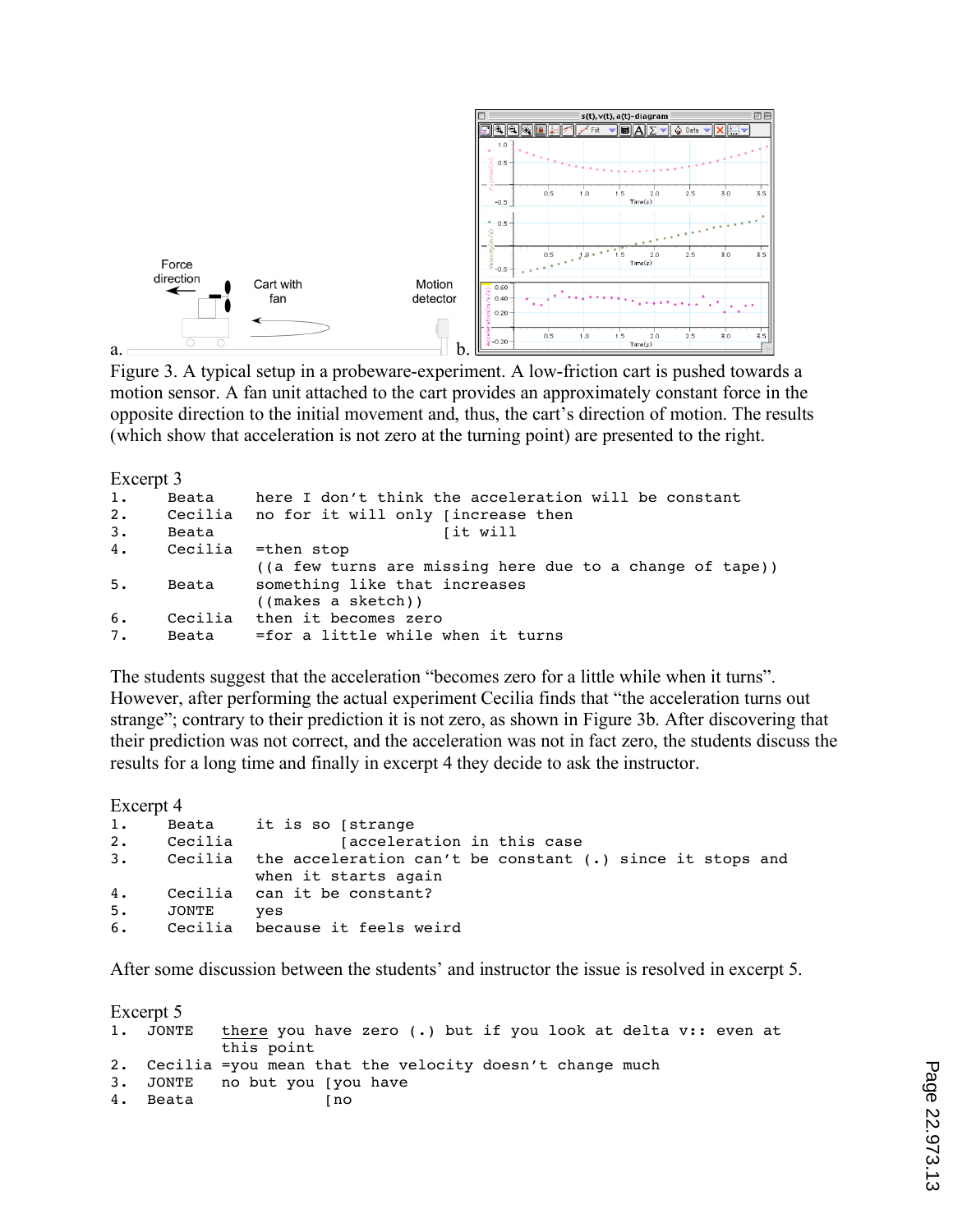Figure 3. A typical setup in a probeware-experiment. A low-friction cart is pushed towards a motion sensor. A fan unit attached to the cart provides an approximately constant force in the opposite direction to the initial movement and, thus, the cart's direction of motion. The results (which show that acceleration is not zero at the turning point) are presented to the right.

Excerpt 3

```
1.    Beata     here I don't think the acceleration will be constant
2.    Cecilia   no for it will only [increase then
3.    Beata                         [it will
4.    Cecilia   =then stop
                ((a few turns are missing here due to a change of tape))
5.    Beata     something like that increases
                ((makes a sketch))
6.    Cecilia   then it becomes zero
7.    Beata     =for a little while when it turns
```

The students suggest that the acceleration "becomes zero for a little while when it turns". However, after performing the actual experiment Cecilia finds that "the acceleration turns out strange"; contrary to their prediction it is not zero, as shown in Figure 3b. After discovering that their prediction was not correct, and the acceleration was not in fact zero, the students discuss the results for a long time and finally in excerpt 4 they decide to ask the instructor.

Excerpt 4

```
1.    Beata     it is so [strange
2.    Cecilia            [acceleration in this case
3.    Cecilia   the acceleration can't be constant (.) since it stops and
                when it starts again
4.    Cecilia   can it be constant?
5.    JONTE     yes
6.    Cecilia   because it feels weird
```

After some discussion between the students' and instructor the issue is resolved in excerpt 5.

Excerpt 5

```
1.   JONTE   there you have zero (.) but if you look at delta v:: even at
             this point
2.   Cecilia =you mean that the velocity doesn't change much
3.   JONTE   no but you [you have
4.   Beata              [no
```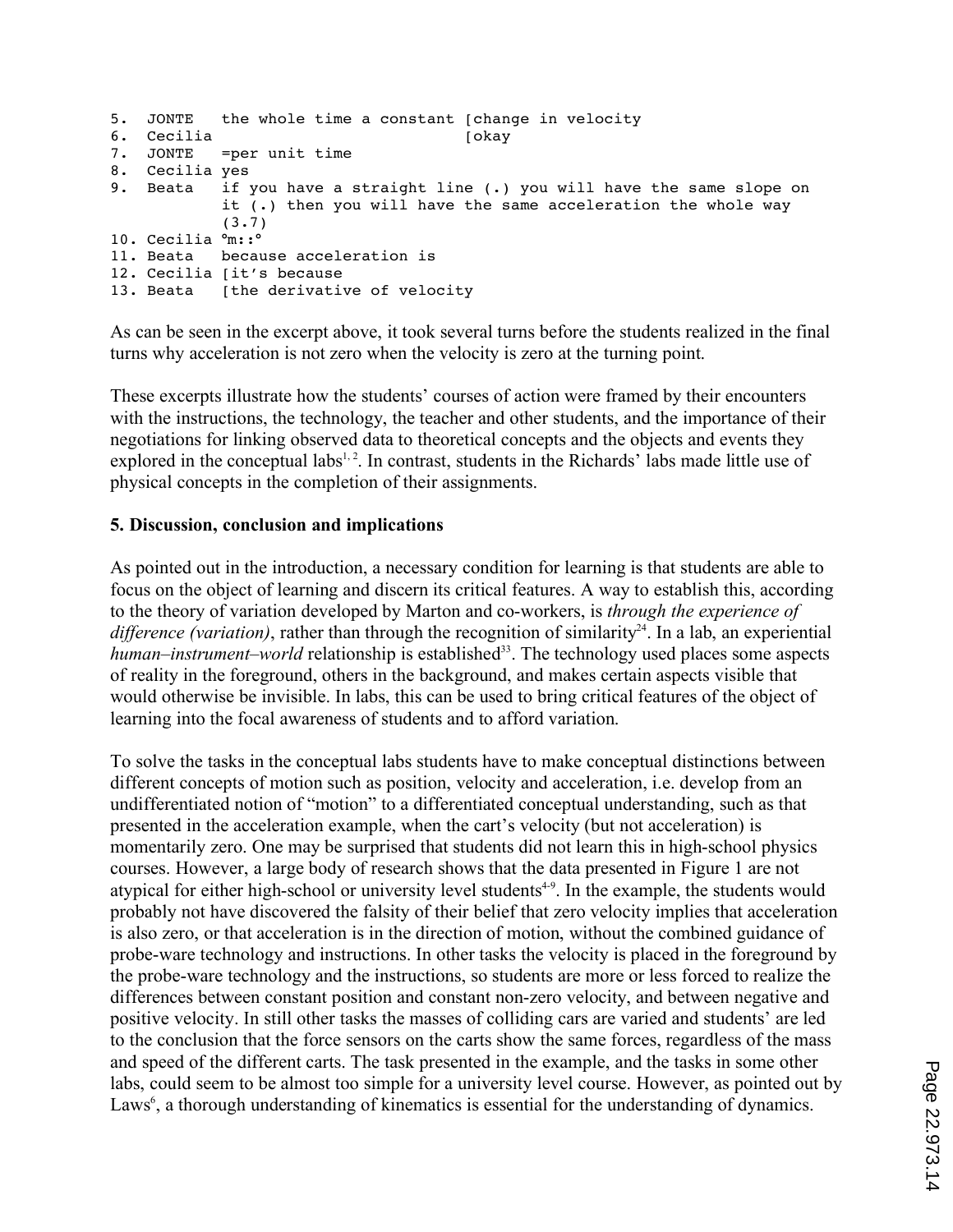```
5.  JONTE   the whole time a constant [change in velocity
6.  Cecilia                           [okay
7.  JONTE   =per unit time
8.  Cecilia yes
9.  Beata   if you have a straight line (.) you will have the same slope on
            it (.) then you will have the same acceleration the whole way
            (3.7)
10. Cecilia °m::°
11. Beata   because acceleration is
12. Cecilia [it's because
13. Beata   [the derivative of velocity
```

As can be seen in the excerpt above, it took several turns before the students realized in the final turns why acceleration is not zero when the velocity is zero at the turning point.

These excerpts illustrate how the students' courses of action were framed by their encounters with the instructions, the technology, the teacher and other students, and the importance of their negotiations for linking observed data to theoretical concepts and the objects and events they explored in the conceptual labs[1, 2]. In contrast, students in the Richards' labs made little use of physical concepts in the completion of their assignments.

## 5. Discussion, conclusion and implications

As pointed out in the introduction, a necessary condition for learning is that students are able to focus on the object of learning and discern its critical features. A way to establish this, according to the theory of variation developed by Marton and co-workers, is *through the experience of difference (variation)*, rather than through the recognition of similarity[24]. In a lab, an experiential *human–instrument–world* relationship is established[33]. The technology used places some aspects of reality in the foreground, others in the background, and makes certain aspects visible that would otherwise be invisible. In labs, this can be used to bring critical features of the object of learning into the focal awareness of students and to afford variation.

To solve the tasks in the conceptual labs students have to make conceptual distinctions between different concepts of motion such as position, velocity and acceleration, i.e. develop from an undifferentiated notion of "motion" to a differentiated conceptual understanding, such as that presented in the acceleration example, when the cart's velocity (but not acceleration) is momentarily zero. One may be surprised that students did not learn this in high-school physics courses. However, a large body of research shows that the data presented in Figure 1 are not atypical for either high-school or university level students[4-9]. In the example, the students would probably not have discovered the falsity of their belief that zero velocity implies that acceleration is also zero, or that acceleration is in the direction of motion, without the combined guidance of probe-ware technology and instructions. In other tasks the velocity is placed in the foreground by the probe-ware technology and the instructions, so students are more or less forced to realize the differences between constant position and constant non-zero velocity, and between negative and positive velocity. In still other tasks the masses of colliding cars are varied and students' are led to the conclusion that the force sensors on the carts show the same forces, regardless of the mass and speed of the different carts. The task presented in the example, and the tasks in some other labs, could seem to be almost too simple for a university level course. However, as pointed out by Laws[6], a thorough understanding of kinematics is essential for the understanding of dynamics.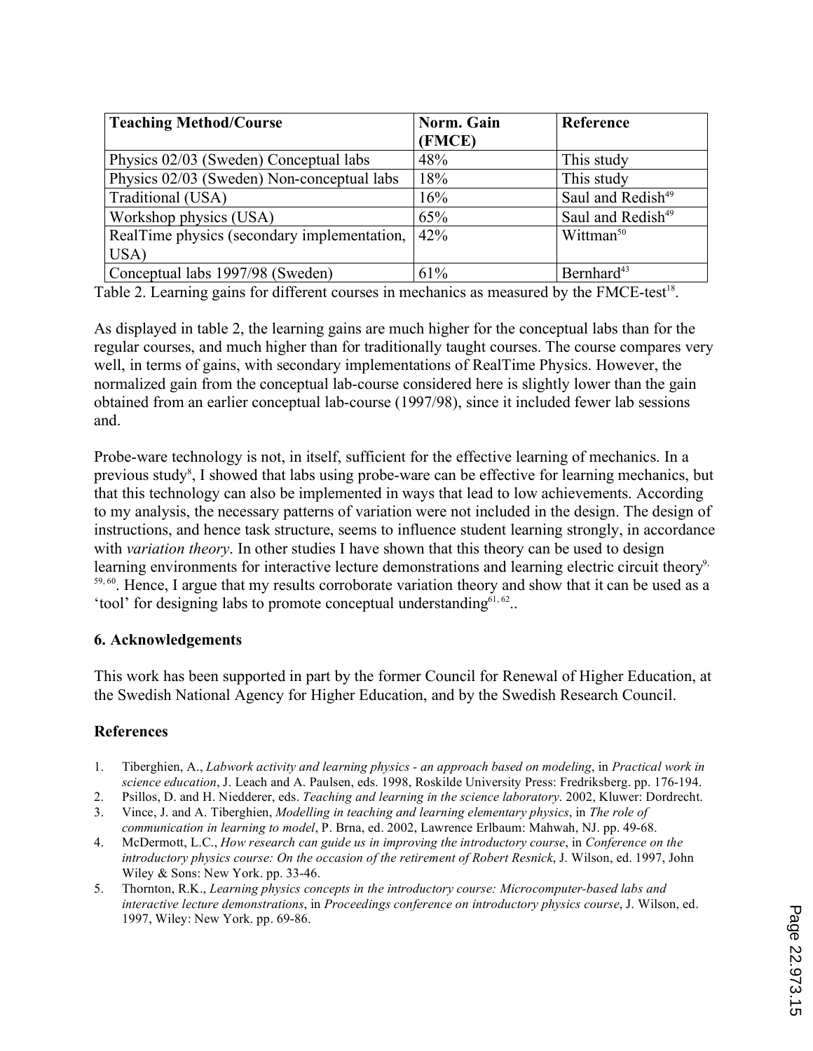| Teaching Method/Course | Norm. Gain (FMCE) | Reference |
| --- | --- | --- |
| Physics 02/03 (Sweden) Conceptual labs | 48% | This study |
| Physics 02/03 (Sweden) Non-conceptual labs | 18% | This study |
| Traditional (USA) | 16% | Saul and Redish[49] |
| Workshop physics (USA) | 65% | Saul and Redish[49] |
| RealTime physics (secondary implementation, USA) | 42% | Wittman[50] |
| Conceptual labs 1997/98 (Sweden) | 61% | Bernhard[43] |

Table 2. Learning gains for different courses in mechanics as measured by the FMCE-test[18].

As displayed in table 2, the learning gains are much higher for the conceptual labs than for the regular courses, and much higher than for traditionally taught courses. The course compares very well, in terms of gains, with secondary implementations of RealTime Physics. However, the normalized gain from the conceptual lab-course considered here is slightly lower than the gain obtained from an earlier conceptual lab-course (1997/98), since it included fewer lab sessions and.

Probe-ware technology is not, in itself, sufficient for the effective learning of mechanics. In a previous study[8], I showed that labs using probe-ware can be effective for learning mechanics, but that this technology can also be implemented in ways that lead to low achievements. According to my analysis, the necessary patterns of variation were not included in the design. The design of instructions, and hence task structure, seems to influence student learning strongly, in accordance with *variation theory*. In other studies I have shown that this theory can be used to design learning environments for interactive lecture demonstrations and learning electric circuit theory[9, 59, 60]. Hence, I argue that my results corroborate variation theory and show that it can be used as a 'tool' for designing labs to promote conceptual understanding[61, 62]..

## 6. Acknowledgements

This work has been supported in part by the former Council for Renewal of Higher Education, at the Swedish National Agency for Higher Education, and by the Swedish Research Council.

## References

1. Tiberghien, A., *Labwork activity and learning physics - an approach based on modeling*, in *Practical work in science education*, J. Leach and A. Paulsen, eds. 1998, Roskilde University Press: Fredriksberg. pp. 176-194.
2. Psillos, D. and H. Niedderer, eds. *Teaching and learning in the science laboratory*. 2002, Kluwer: Dordrecht.
3. Vince, J. and A. Tiberghien, *Modelling in teaching and learning elementary physics*, in *The role of communication in learning to model*, P. Brna, ed. 2002, Lawrence Erlbaum: Mahwah, NJ. pp. 49-68.
4. McDermott, L.C., *How research can guide us in improving the introductory course*, in *Conference on the introductory physics course: On the occasion of the retirement of Robert Resnick*, J. Wilson, ed. 1997, John Wiley & Sons: New York. pp. 33-46.
5. Thornton, R.K., *Learning physics concepts in the introductory course: Microcomputer-based labs and interactive lecture demonstrations*, in *Proceedings conference on introductory physics course*, J. Wilson, ed. 1997, Wiley: New York. pp. 69-86.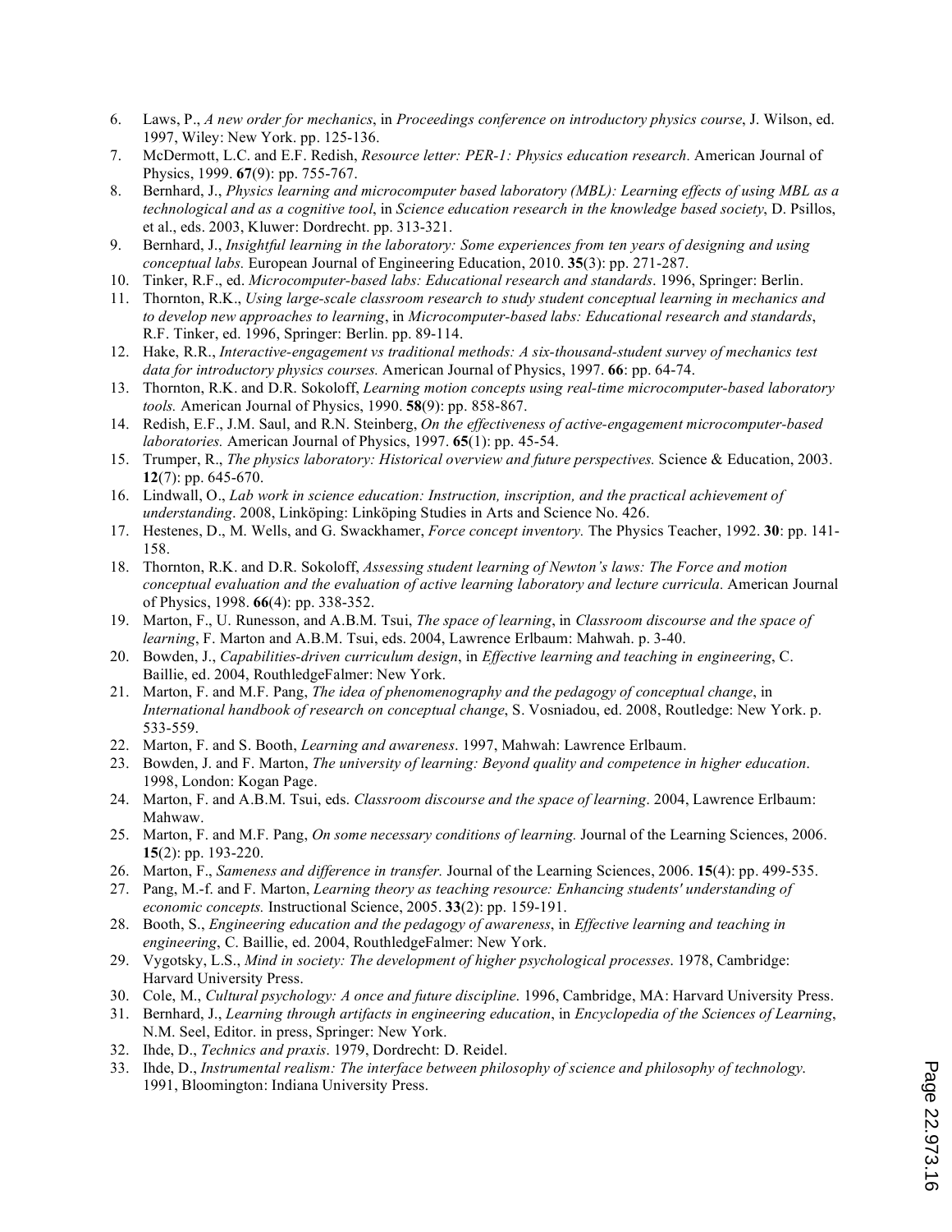6. Laws, P., *A new order for mechanics*, in *Proceedings conference on introductory physics course*, J. Wilson, ed. 1997, Wiley: New York. pp. 125-136.
7. McDermott, L.C. and E.F. Redish, *Resource letter: PER-1: Physics education research.* American Journal of Physics, 1999. **67**(9): pp. 755-767.
8. Bernhard, J., *Physics learning and microcomputer based laboratory (MBL): Learning effects of using MBL as a technological and as a cognitive tool*, in *Science education research in the knowledge based society*, D. Psillos, et al., eds. 2003, Kluwer: Dordrecht. pp. 313-321.
9. Bernhard, J., *Insightful learning in the laboratory: Some experiences from ten years of designing and using conceptual labs.* European Journal of Engineering Education, 2010. **35**(3): pp. 271-287.
10. Tinker, R.F., ed. *Microcomputer-based labs: Educational research and standards*. 1996, Springer: Berlin.
11. Thornton, R.K., *Using large-scale classroom research to study student conceptual learning in mechanics and to develop new approaches to learning*, in *Microcomputer-based labs: Educational research and standards*, R.F. Tinker, ed. 1996, Springer: Berlin. pp. 89-114.
12. Hake, R.R., *Interactive-engagement vs traditional methods: A six-thousand-student survey of mechanics test data for introductory physics courses.* American Journal of Physics, 1997. **66**: pp. 64-74.
13. Thornton, R.K. and D.R. Sokoloff, *Learning motion concepts using real-time microcomputer-based laboratory tools.* American Journal of Physics, 1990. **58**(9): pp. 858-867.
14. Redish, E.F., J.M. Saul, and R.N. Steinberg, *On the effectiveness of active-engagement microcomputer-based laboratories.* American Journal of Physics, 1997. **65**(1): pp. 45-54.
15. Trumper, R., *The physics laboratory: Historical overview and future perspectives.* Science & Education, 2003. **12**(7): pp. 645-670.
16. Lindwall, O., *Lab work in science education: Instruction, inscription, and the practical achievement of understanding*. 2008, Linköping: Linköping Studies in Arts and Science No. 426.
17. Hestenes, D., M. Wells, and G. Swackhamer, *Force concept inventory.* The Physics Teacher, 1992. **30**: pp. 141-158.
18. Thornton, R.K. and D.R. Sokoloff, *Assessing student learning of Newton's laws: The Force and motion conceptual evaluation and the evaluation of active learning laboratory and lecture curricula.* American Journal of Physics, 1998. **66**(4): pp. 338-352.
19. Marton, F., U. Runesson, and A.B.M. Tsui, *The space of learning*, in *Classroom discourse and the space of learning*, F. Marton and A.B.M. Tsui, eds. 2004, Lawrence Erlbaum: Mahwah. p. 3-40.
20. Bowden, J., *Capabilities-driven curriculum design*, in *Effective learning and teaching in engineering*, C. Baillie, ed. 2004, RouthledgeFalmer: New York.
21. Marton, F. and M.F. Pang, *The idea of phenomenography and the pedagogy of conceptual change*, in *International handbook of research on conceptual change*, S. Vosniadou, ed. 2008, Routledge: New York. p. 533-559.
22. Marton, F. and S. Booth, *Learning and awareness*. 1997, Mahwah: Lawrence Erlbaum.
23. Bowden, J. and F. Marton, *The university of learning: Beyond quality and competence in higher education*. 1998, London: Kogan Page.
24. Marton, F. and A.B.M. Tsui, eds. *Classroom discourse and the space of learning*. 2004, Lawrence Erlbaum: Mahwaw.
25. Marton, F. and M.F. Pang, *On some necessary conditions of learning.* Journal of the Learning Sciences, 2006. **15**(2): pp. 193-220.
26. Marton, F., *Sameness and difference in transfer.* Journal of the Learning Sciences, 2006. **15**(4): pp. 499-535.
27. Pang, M.-f. and F. Marton, *Learning theory as teaching resource: Enhancing students' understanding of economic concepts.* Instructional Science, 2005. **33**(2): pp. 159-191.
28. Booth, S., *Engineering education and the pedagogy of awareness*, in *Effective learning and teaching in engineering*, C. Baillie, ed. 2004, RouthledgeFalmer: New York.
29. Vygotsky, L.S., *Mind in society: The development of higher psychological processes.* 1978, Cambridge: Harvard University Press.
30. Cole, M., *Cultural psychology: A once and future discipline.* 1996, Cambridge, MA: Harvard University Press.
31. Bernhard, J., *Learning through artifacts in engineering education*, in *Encyclopedia of the Sciences of Learning*, N.M. Seel, Editor. in press, Springer: New York.
32. Ihde, D., *Technics and praxis*. 1979, Dordrecht: D. Reidel.
33. Ihde, D., *Instrumental realism: The interface between philosophy of science and philosophy of technology.* 1991, Bloomington: Indiana University Press.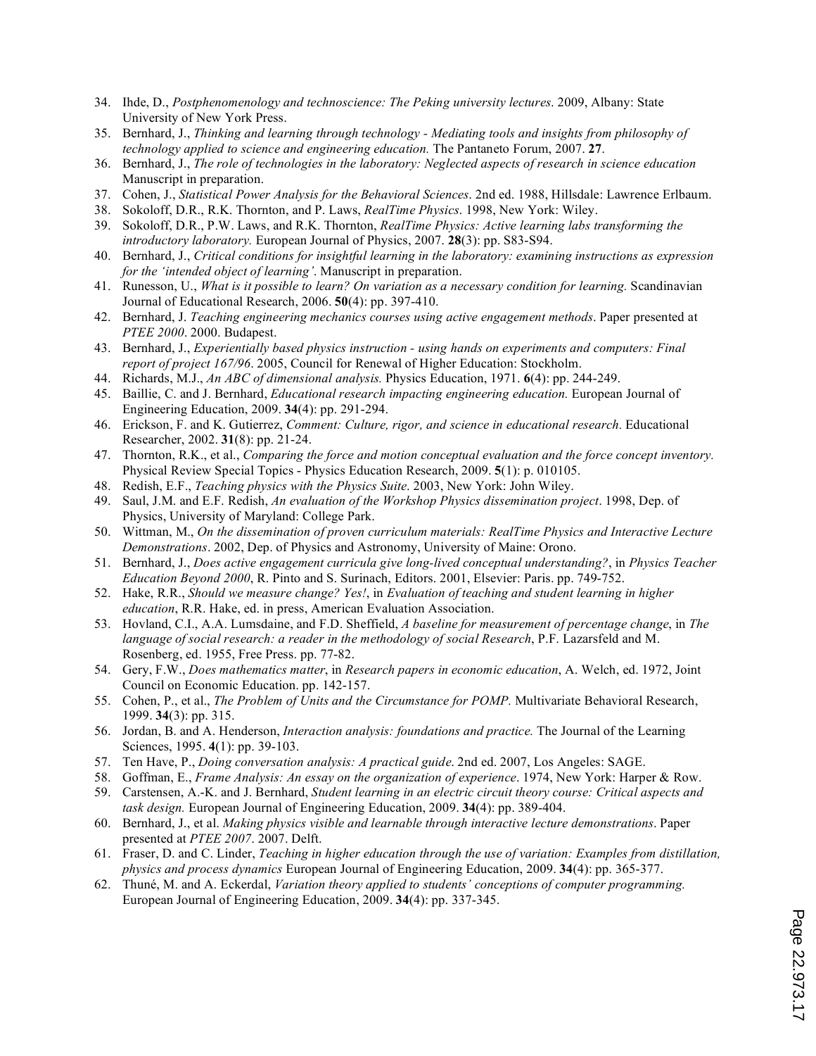34. Ihde, D., *Postphenomenology and technoscience: The Peking university lectures*. 2009, Albany: State University of New York Press.
35. Bernhard, J., *Thinking and learning through technology - Mediating tools and insights from philosophy of technology applied to science and engineering education.* The Pantaneto Forum, 2007. **27**.
36. Bernhard, J., *The role of technologies in the laboratory: Neglected aspects of research in science education* Manuscript in preparation.
37. Cohen, J., *Statistical Power Analysis for the Behavioral Sciences*. 2nd ed. 1988, Hillsdale: Lawrence Erlbaum.
38. Sokoloff, D.R., R.K. Thornton, and P. Laws, *RealTime Physics*. 1998, New York: Wiley.
39. Sokoloff, D.R., P.W. Laws, and R.K. Thornton, *RealTime Physics: Active learning labs transforming the introductory laboratory.* European Journal of Physics, 2007. **28**(3): pp. S83-S94.
40. Bernhard, J., *Critical conditions for insightful learning in the laboratory: examining instructions as expression for the 'intended object of learning'*. Manuscript in preparation.
41. Runesson, U., *What is it possible to learn? On variation as a necessary condition for learning.* Scandinavian Journal of Educational Research, 2006. **50**(4): pp. 397-410.
42. Bernhard, J. *Teaching engineering mechanics courses using active engagement methods*. Paper presented at *PTEE 2000*. 2000. Budapest.
43. Bernhard, J., *Experientially based physics instruction - using hands on experiments and computers: Final report of project 167/96*. 2005, Council for Renewal of Higher Education: Stockholm.
44. Richards, M.J., *An ABC of dimensional analysis.* Physics Education, 1971. **6**(4): pp. 244-249.
45. Baillie, C. and J. Bernhard, *Educational research impacting engineering education.* European Journal of Engineering Education, 2009. **34**(4): pp. 291-294.
46. Erickson, F. and K. Gutierrez, *Comment: Culture, rigor, and science in educational research*. Educational Researcher, 2002. **31**(8): pp. 21-24.
47. Thornton, R.K., et al., *Comparing the force and motion conceptual evaluation and the force concept inventory.* Physical Review Special Topics - Physics Education Research, 2009. **5**(1): p. 010105.
48. Redish, E.F., *Teaching physics with the Physics Suite*. 2003, New York: John Wiley.
49. Saul, J.M. and E.F. Redish, *An evaluation of the Workshop Physics dissemination project*. 1998, Dep. of Physics, University of Maryland: College Park.
50. Wittman, M., *On the dissemination of proven curriculum materials: RealTime Physics and Interactive Lecture Demonstrations*. 2002, Dep. of Physics and Astronomy, University of Maine: Orono.
51. Bernhard, J., *Does active engagement curricula give long-lived conceptual understanding?*, in *Physics Teacher Education Beyond 2000*, R. Pinto and S. Surinach, Editors. 2001, Elsevier: Paris. pp. 749-752.
52. Hake, R.R., *Should we measure change? Yes!*, in *Evaluation of teaching and student learning in higher education*, R.R. Hake, ed. in press, American Evaluation Association.
53. Hovland, C.I., A.A. Lumsdaine, and F.D. Sheffield, *A baseline for measurement of percentage change*, in *The language of social research: a reader in the methodology of social Research*, P.F. Lazarsfeld and M. Rosenberg, ed. 1955, Free Press. pp. 77-82.
54. Gery, F.W., *Does mathematics matter*, in *Research papers in economic education*, A. Welch, ed. 1972, Joint Council on Economic Education. pp. 142-157.
55. Cohen, P., et al., *The Problem of Units and the Circumstance for POMP.* Multivariate Behavioral Research, 1999. **34**(3): pp. 315.
56. Jordan, B. and A. Henderson, *Interaction analysis: foundations and practice.* The Journal of the Learning Sciences, 1995. **4**(1): pp. 39-103.
57. Ten Have, P., *Doing conversation analysis: A practical guide*. 2nd ed. 2007, Los Angeles: SAGE.
58. Goffman, E., *Frame Analysis: An essay on the organization of experience*. 1974, New York: Harper & Row.
59. Carstensen, A.-K. and J. Bernhard, *Student learning in an electric circuit theory course: Critical aspects and task design.* European Journal of Engineering Education, 2009. **34**(4): pp. 389-404.
60. Bernhard, J., et al. *Making physics visible and learnable through interactive lecture demonstrations*. Paper presented at *PTEE 2007*. 2007. Delft.
61. Fraser, D. and C. Linder, *Teaching in higher education through the use of variation: Examples from distillation, physics and process dynamics* European Journal of Engineering Education, 2009. **34**(4): pp. 365-377.
62. Thuné, M. and A. Eckerdal, *Variation theory applied to students' conceptions of computer programming.* European Journal of Engineering Education, 2009. **34**(4): pp. 337-345.